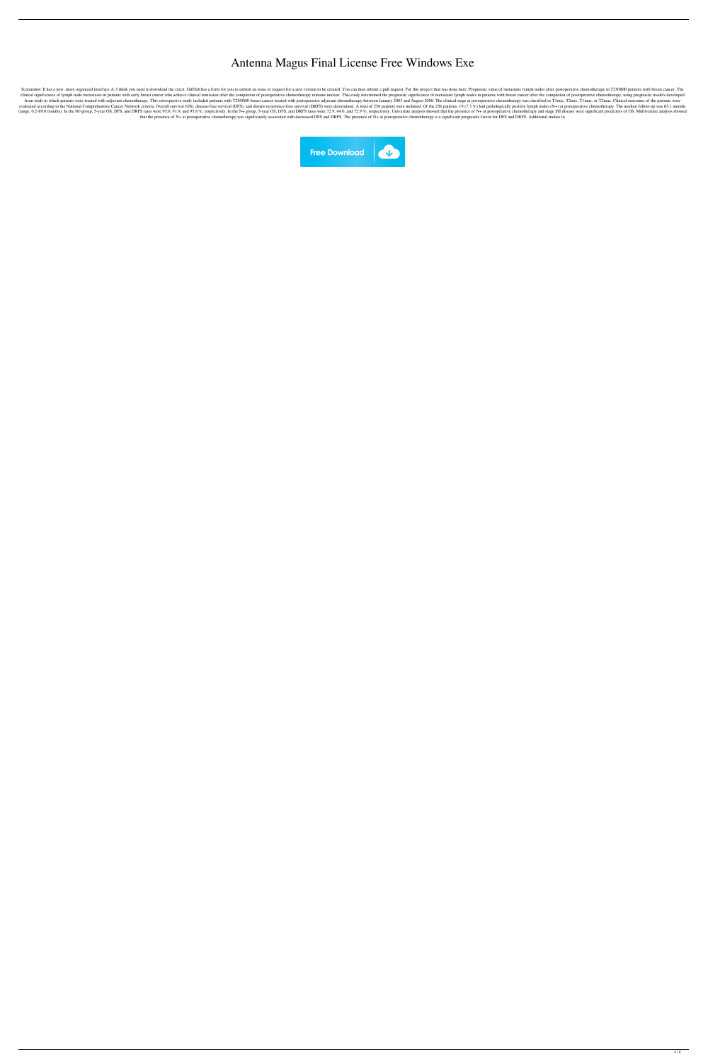# Antenna Magus Final License Free Windows Exe

Screenshot: It has a new, more organized interface A: I think you need to download the crack. GitHub has a form for you to submit an issue or request for a new version to be created. You can then submit a pull request. For this project that was done here. Prognostic value of metastatic lymph nodes after postoperative chemotherapy in T2N0M0 patients with breast cancer. The clinical significance of lymph node metastases in patients with early breast cancer who achieve clinical remission after the completion of postoperative chemotherapy remains unclear. This study determined the prognostic significance of metastatic lymph nodes in patients with breast cancer after the completion of postoperative chemotherapy, using prognostic models developed from trials in which patients were treated with adjuvant chemotherapy. This retrospective study included patients with T2N0M0 breast cancer treated with postoperative adjuvant chemotherapy between January 2003 and August 2008. The clinical stage at postoperative chemotherapy was classified as T1mic, T2mic, T1mac, or T2mac. Clinical outcomes of the patients were evaluated according to the National Comprehensive Cancer Network criteria. Overall survival (OS), disease-free survival (DFS), and distant recurrence-free survival (DRFS) were determined. A total of 256 patients were included. Of the 256 patients, 19 (7.3 %) had pathologically positive lymph nodes (N+) at postoperative chemotherapy. The median follow-up was 63.1 months (range, 0.2-89.0 months). In the N0 group, 5-year OS, DFS, and DRFS rates were 95.0, 91.9, and 95.8 %, respectively. In the N+ group, 5-year OS, DFS, and DRFS rates were 72.9, 64.0, and 72.9 %, respectively. Univariate analysis showed that the presence of N+ at postoperative chemotherapy and stage I/II disease were significant predictors of OS. Multivariate analysis showed that the presence of N+ at postoperative chemotherapy was significantly associated with decreased DFS and DRFS. The presence of N+ at postoperative chemotherapy is a significant prognostic factor for DFS and DRFS. Additional studies to

Free Download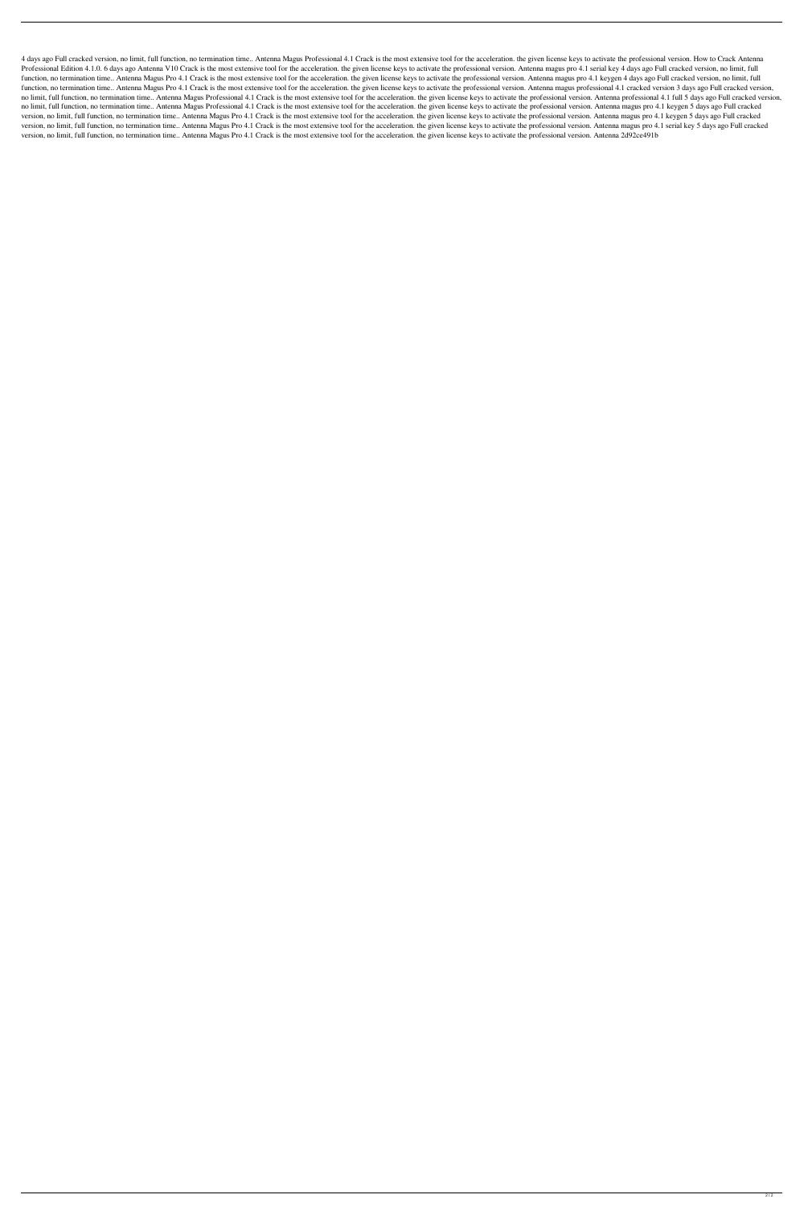4 days ago Full cracked version, no limit, full function, no termination time.. Antenna Magus Professional 4.1 Crack is the most extensive tool for the acceleration. the given license keys to activate the professional version. How to Crack Antenna Professional Edition 4.1.0. 6 days ago Antenna V10 Crack is the most extensive tool for the acceleration. the given license keys to activate the professional version. Antenna magus pro 4.1 serial key 4 days ago Full cracked version, no limit, full function, no termination time.. Antenna Magus Pro 4.1 Crack is the most extensive tool for the acceleration. the given license keys to activate the professional version. Antenna magus pro 4.1 keygen 4 days ago Full cracked version, no limit, full function, no termination time.. Antenna Magus Pro 4.1 Crack is the most extensive tool for the acceleration. the given license keys to activate the professional version. Antenna magus professional 4.1 cracked version 3 days ago Full cracked version, no limit, full function, no termination time.. Antenna Magus Professional 4.1 Crack is the most extensive tool for the acceleration. the given license keys to activate the professional version. Antenna professional 4.1 full 5 days ago Full cracked version, no limit, full function, no termination time.. Antenna Magus Professional 4.1 Crack is the most extensive tool for the acceleration. the given license keys to activate the professional version. Antenna magus pro 4.1 keygen 5 days ago Full cracked version, no limit, full function, no termination time.. Antenna Magus Pro 4.1 Crack is the most extensive tool for the acceleration. the given license keys to activate the professional version. Antenna magus pro 4.1 keygen 5 days ago Full cracked version, no limit, full function, no termination time.. Antenna Magus Pro 4.1 Crack is the most extensive tool for the acceleration. the given license keys to activate the professional version. Antenna magus pro 4.1 serial key 5 days ago Full cracked version, no limit, full function, no termination time.. Antenna Magus Pro 4.1 Crack is the most extensive tool for the acceleration. the given license keys to activate the professional version. Antenna 2d92ce491b